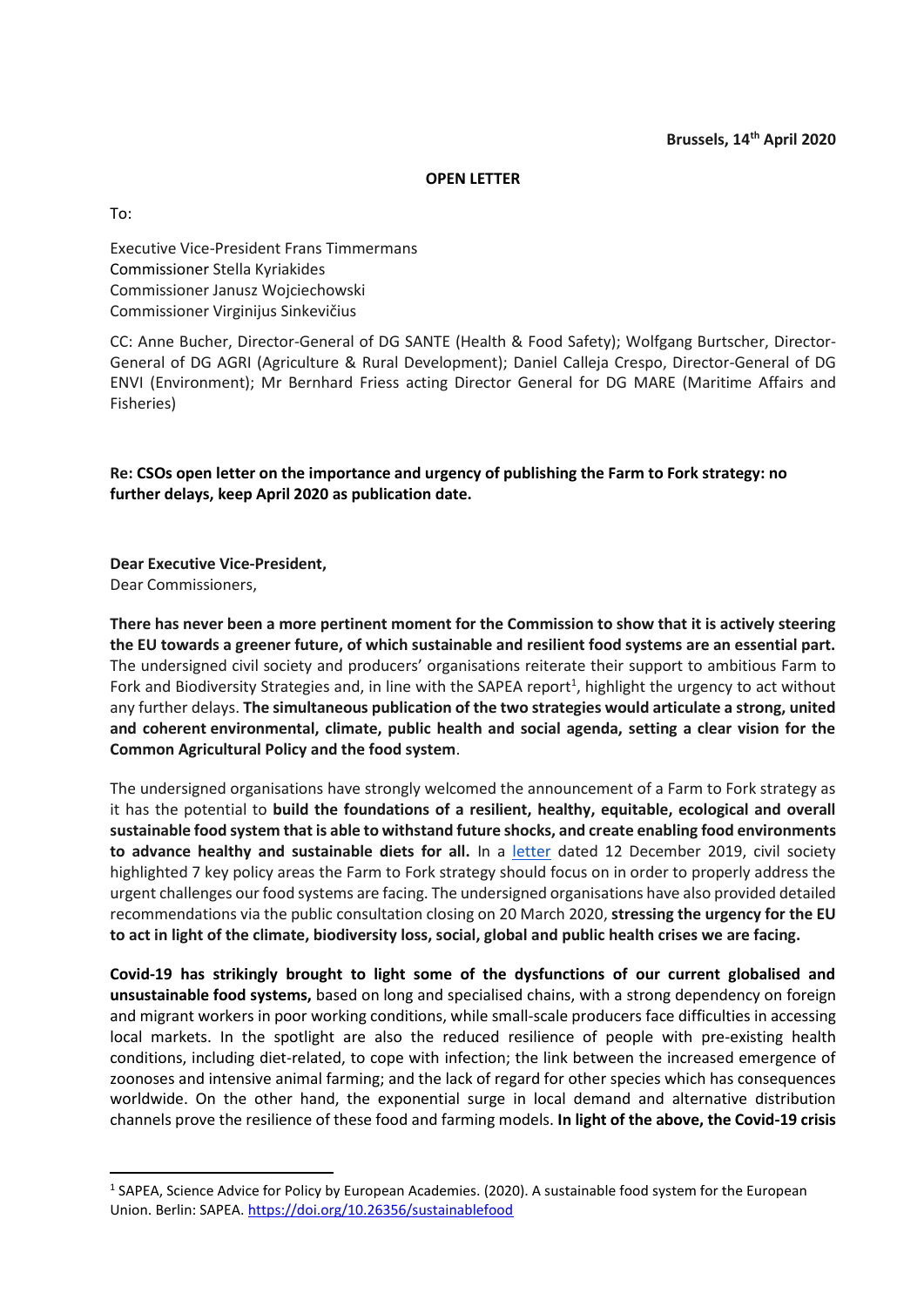**Brussels, 14th April 2020**

**OPEN LETTER**

To:

Executive Vice-President Frans Timmermans
Commissioner Stella Kyriakides
Commissioner Janusz Wojciechowski
Commissioner Virginijus Sinkevičius

CC: Anne Bucher, Director-General of DG SANTE (Health & Food Safety); Wolfgang Burtscher, Director-General of DG AGRI (Agriculture & Rural Development); Daniel Calleja Crespo, Director-General of DG ENVI (Environment); Mr Bernhard Friess acting Director General for DG MARE (Maritime Affairs and Fisheries)

**Re: CSOs open letter on the importance and urgency of publishing the Farm to Fork strategy: no further delays, keep April 2020 as publication date.**

**Dear Executive Vice-President,**
Dear Commissioners,

**There has never been a more pertinent moment for the Commission to show that it is actively steering the EU towards a greener future, of which sustainable and resilient food systems are an essential part.** The undersigned civil society and producers' organisations reiterate their support to ambitious Farm to Fork and Biodiversity Strategies and, in line with the SAPEA report[1], highlight the urgency to act without any further delays. **The simultaneous publication of the two strategies would articulate a strong, united and coherent environmental, climate, public health and social agenda, setting a clear vision for the Common Agricultural Policy and the food system**.

The undersigned organisations have strongly welcomed the announcement of a Farm to Fork strategy as it has the potential to **build the foundations of a resilient, healthy, equitable, ecological and overall sustainable food system that is able to withstand future shocks, and create enabling food environments to advance healthy and sustainable diets for all.** In a letter dated 12 December 2019, civil society highlighted 7 key policy areas the Farm to Fork strategy should focus on in order to properly address the urgent challenges our food systems are facing. The undersigned organisations have also provided detailed recommendations via the public consultation closing on 20 March 2020, **stressing the urgency for the EU to act in light of the climate, biodiversity loss, social, global and public health crises we are facing.**

**Covid-19 has strikingly brought to light some of the dysfunctions of our current globalised and unsustainable food systems,** based on long and specialised chains, with a strong dependency on foreign and migrant workers in poor working conditions, while small-scale producers face difficulties in accessing local markets. In the spotlight are also the reduced resilience of people with pre-existing health conditions, including diet-related, to cope with infection; the link between the increased emergence of zoonoses and intensive animal farming; and the lack of regard for other species which has consequences worldwide. On the other hand, the exponential surge in local demand and alternative distribution channels prove the resilience of these food and farming models. **In light of the above, the Covid-19 crisis**

---

[1] SAPEA, Science Advice for Policy by European Academies. (2020). A sustainable food system for the European Union. Berlin: SAPEA. https://doi.org/10.26356/sustainablefood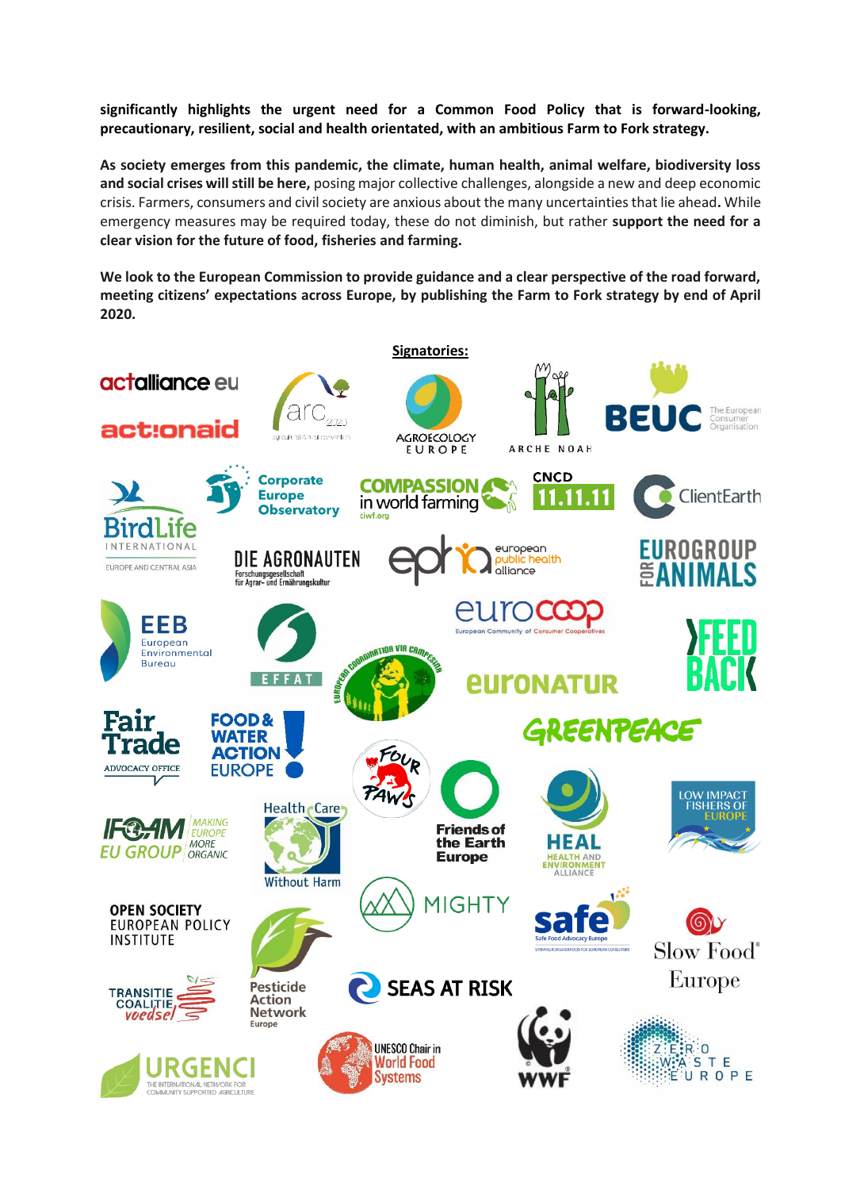**significantly highlights the urgent need for a Common Food Policy that is forward-looking, precautionary, resilient, social and health orientated, with an ambitious Farm to Fork strategy.**

**As society emerges from this pandemic, the climate, human health, animal welfare, biodiversity loss and social crises will still be here,** posing major collective challenges, alongside a new and deep economic crisis. Farmers, consumers and civil society are anxious about the many uncertainties that lie ahead**.** While emergency measures may be required today, these do not diminish, but rather **support the need for a clear vision for the future of food, fisheries and farming.**

**We look to the European Commission to provide guidance and a clear perspective of the road forward, meeting citizens' expectations across Europe, by publishing the Farm to Fork strategy by end of April 2020.**

**Signatories:**

actalliance eu
actionaid
arc2020
Agroecology Europe
Arche Noah
BEUC The European Consumer Organisation
BirdLife International Europe and Central Asia
Corporate Europe Observatory
Compassion in World Farming
CNCD 11.11.11
ClientEarth
Die Agronauten Forschungsgesellschaft für Agrar- und Ernährungskultur
epha european public health alliance
Eurogroup for Animals
EEB European Environmental Bureau
EFFAT
European Coordination Via Campesina
euroCoop European Community of Consumer Cooperatives
EuroNatur
Feedback
Fair Trade Advocacy Office
Food & Water Action Europe
Four Paws
Greenpeace
IFOAM EU Group
Health Care Without Harm
Friends of the Earth Europe
HEAL Health and Environment Alliance
Low Impact Fishers of Europe
Open Society European Policy Institute
Pesticide Action Network Europe
MIGHTY
safe Safe Food Advocacy Europe
Slow Food Europe
Transitie Coalitie Voedsel
Seas at Risk
URGENCI The International Network for Community Supported Agriculture
UNESCO Chair in World Food Systems
WWF
Zero Waste Europe